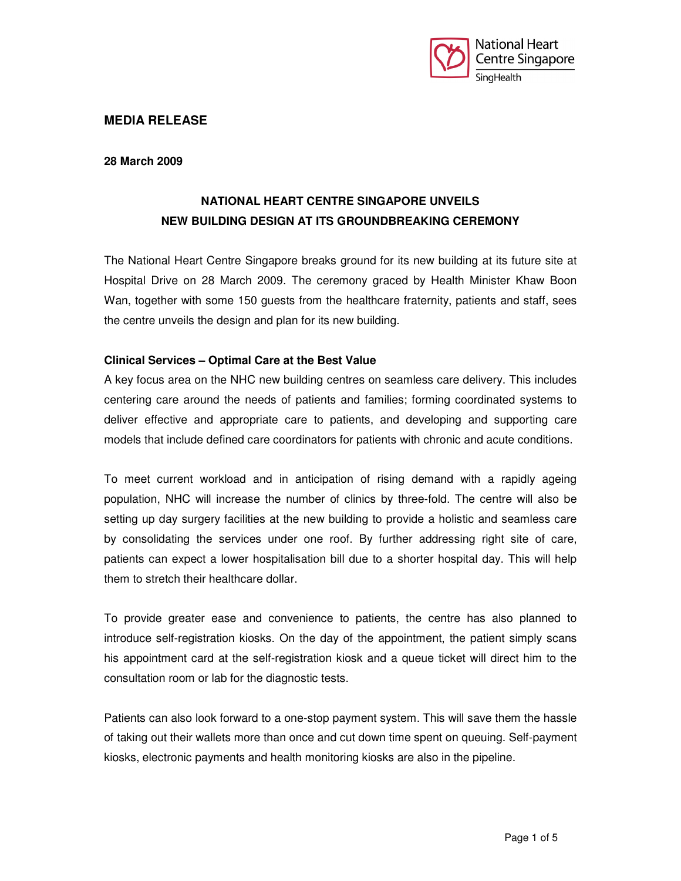National Heart Centre Singapore
SingHealth

## MEDIA RELEASE

**28 March 2009**

# NATIONAL HEART CENTRE SINGAPORE UNVEILS NEW BUILDING DESIGN AT ITS GROUNDBREAKING CEREMONY

The National Heart Centre Singapore breaks ground for its new building at its future site at Hospital Drive on 28 March 2009. The ceremony graced by Health Minister Khaw Boon Wan, together with some 150 guests from the healthcare fraternity, patients and staff, sees the centre unveils the design and plan for its new building.

**Clinical Services – Optimal Care at the Best Value**

A key focus area on the NHC new building centres on seamless care delivery. This includes centering care around the needs of patients and families; forming coordinated systems to deliver effective and appropriate care to patients, and developing and supporting care models that include defined care coordinators for patients with chronic and acute conditions.

To meet current workload and in anticipation of rising demand with a rapidly ageing population, NHC will increase the number of clinics by three-fold. The centre will also be setting up day surgery facilities at the new building to provide a holistic and seamless care by consolidating the services under one roof. By further addressing right site of care, patients can expect a lower hospitalisation bill due to a shorter hospital day. This will help them to stretch their healthcare dollar.

To provide greater ease and convenience to patients, the centre has also planned to introduce self-registration kiosks. On the day of the appointment, the patient simply scans his appointment card at the self-registration kiosk and a queue ticket will direct him to the consultation room or lab for the diagnostic tests.

Patients can also look forward to a one-stop payment system. This will save them the hassle of taking out their wallets more than once and cut down time spent on queuing. Self-payment kiosks, electronic payments and health monitoring kiosks are also in the pipeline.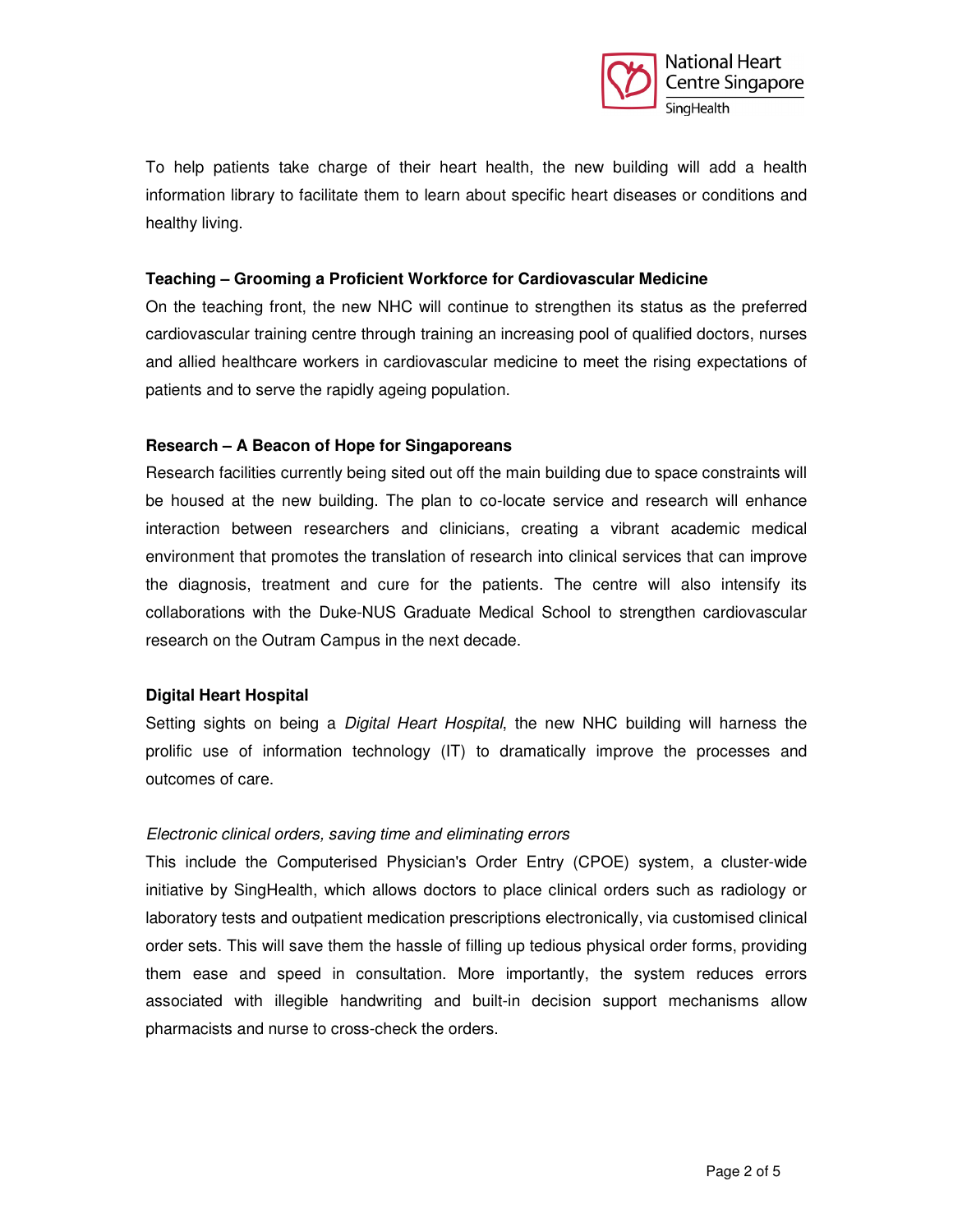To help patients take charge of their heart health, the new building will add a health information library to facilitate them to learn about specific heart diseases or conditions and healthy living.

**Teaching – Grooming a Proficient Workforce for Cardiovascular Medicine**

On the teaching front, the new NHC will continue to strengthen its status as the preferred cardiovascular training centre through training an increasing pool of qualified doctors, nurses and allied healthcare workers in cardiovascular medicine to meet the rising expectations of patients and to serve the rapidly ageing population.

**Research – A Beacon of Hope for Singaporeans**

Research facilities currently being sited out off the main building due to space constraints will be housed at the new building. The plan to co-locate service and research will enhance interaction between researchers and clinicians, creating a vibrant academic medical environment that promotes the translation of research into clinical services that can improve the diagnosis, treatment and cure for the patients. The centre will also intensify its collaborations with the Duke-NUS Graduate Medical School to strengthen cardiovascular research on the Outram Campus in the next decade.

**Digital Heart Hospital**

Setting sights on being a *Digital Heart Hospital*, the new NHC building will harness the prolific use of information technology (IT) to dramatically improve the processes and outcomes of care.

*Electronic clinical orders, saving time and eliminating errors*

This include the Computerised Physician's Order Entry (CPOE) system, a cluster-wide initiative by SingHealth, which allows doctors to place clinical orders such as radiology or laboratory tests and outpatient medication prescriptions electronically, via customised clinical order sets. This will save them the hassle of filling up tedious physical order forms, providing them ease and speed in consultation. More importantly, the system reduces errors associated with illegible handwriting and built-in decision support mechanisms allow pharmacists and nurse to cross-check the orders.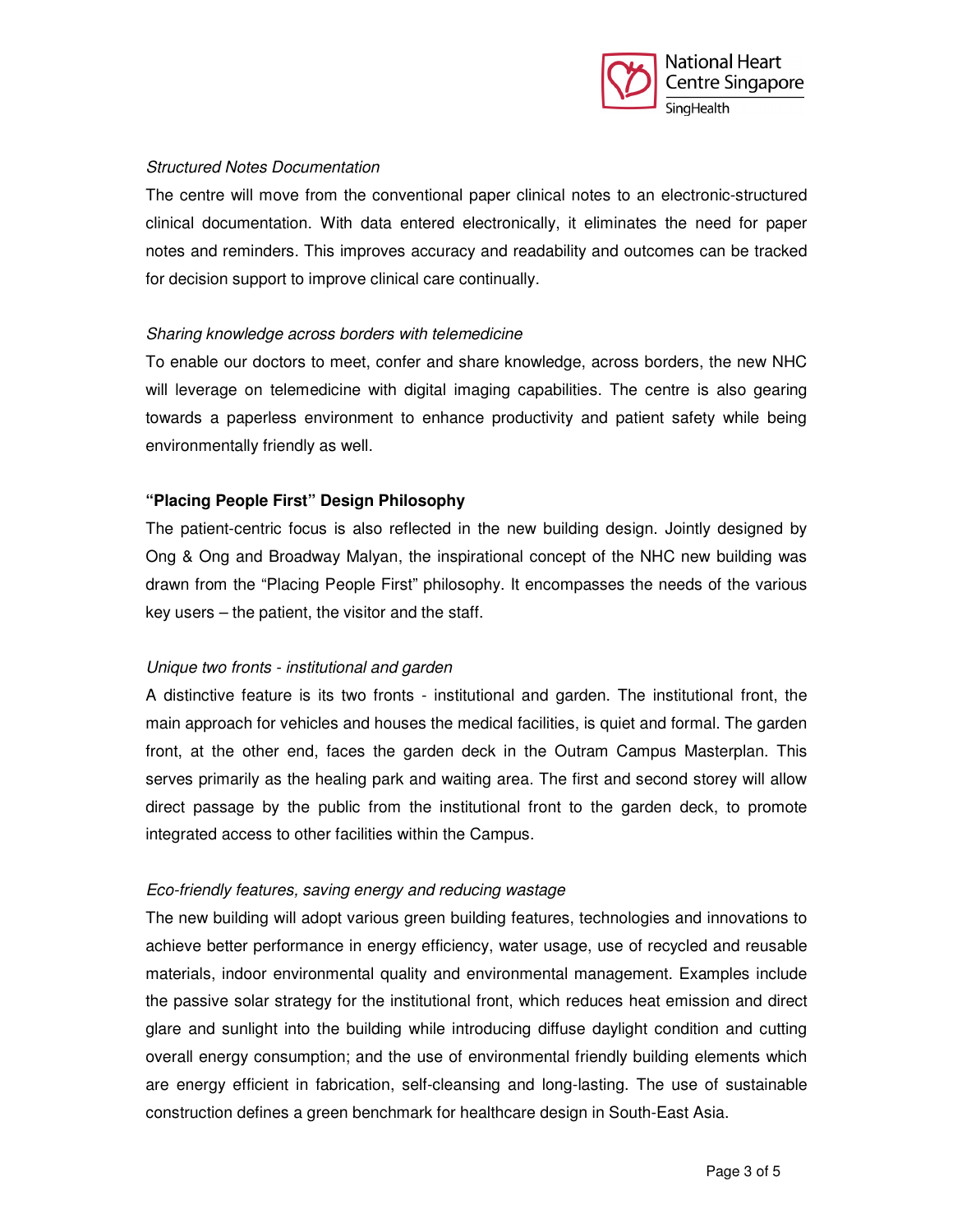*Structured Notes Documentation*

The centre will move from the conventional paper clinical notes to an electronic-structured clinical documentation. With data entered electronically, it eliminates the need for paper notes and reminders. This improves accuracy and readability and outcomes can be tracked for decision support to improve clinical care continually.

*Sharing knowledge across borders with telemedicine*

To enable our doctors to meet, confer and share knowledge, across borders, the new NHC will leverage on telemedicine with digital imaging capabilities. The centre is also gearing towards a paperless environment to enhance productivity and patient safety while being environmentally friendly as well.

**"Placing People First" Design Philosophy**

The patient-centric focus is also reflected in the new building design. Jointly designed by Ong & Ong and Broadway Malyan, the inspirational concept of the NHC new building was drawn from the "Placing People First" philosophy. It encompasses the needs of the various key users – the patient, the visitor and the staff.

*Unique two fronts - institutional and garden*

A distinctive feature is its two fronts - institutional and garden. The institutional front, the main approach for vehicles and houses the medical facilities, is quiet and formal. The garden front, at the other end, faces the garden deck in the Outram Campus Masterplan. This serves primarily as the healing park and waiting area. The first and second storey will allow direct passage by the public from the institutional front to the garden deck, to promote integrated access to other facilities within the Campus.

*Eco-friendly features, saving energy and reducing wastage*

The new building will adopt various green building features, technologies and innovations to achieve better performance in energy efficiency, water usage, use of recycled and reusable materials, indoor environmental quality and environmental management. Examples include the passive solar strategy for the institutional front, which reduces heat emission and direct glare and sunlight into the building while introducing diffuse daylight condition and cutting overall energy consumption; and the use of environmental friendly building elements which are energy efficient in fabrication, self-cleansing and long-lasting. The use of sustainable construction defines a green benchmark for healthcare design in South-East Asia.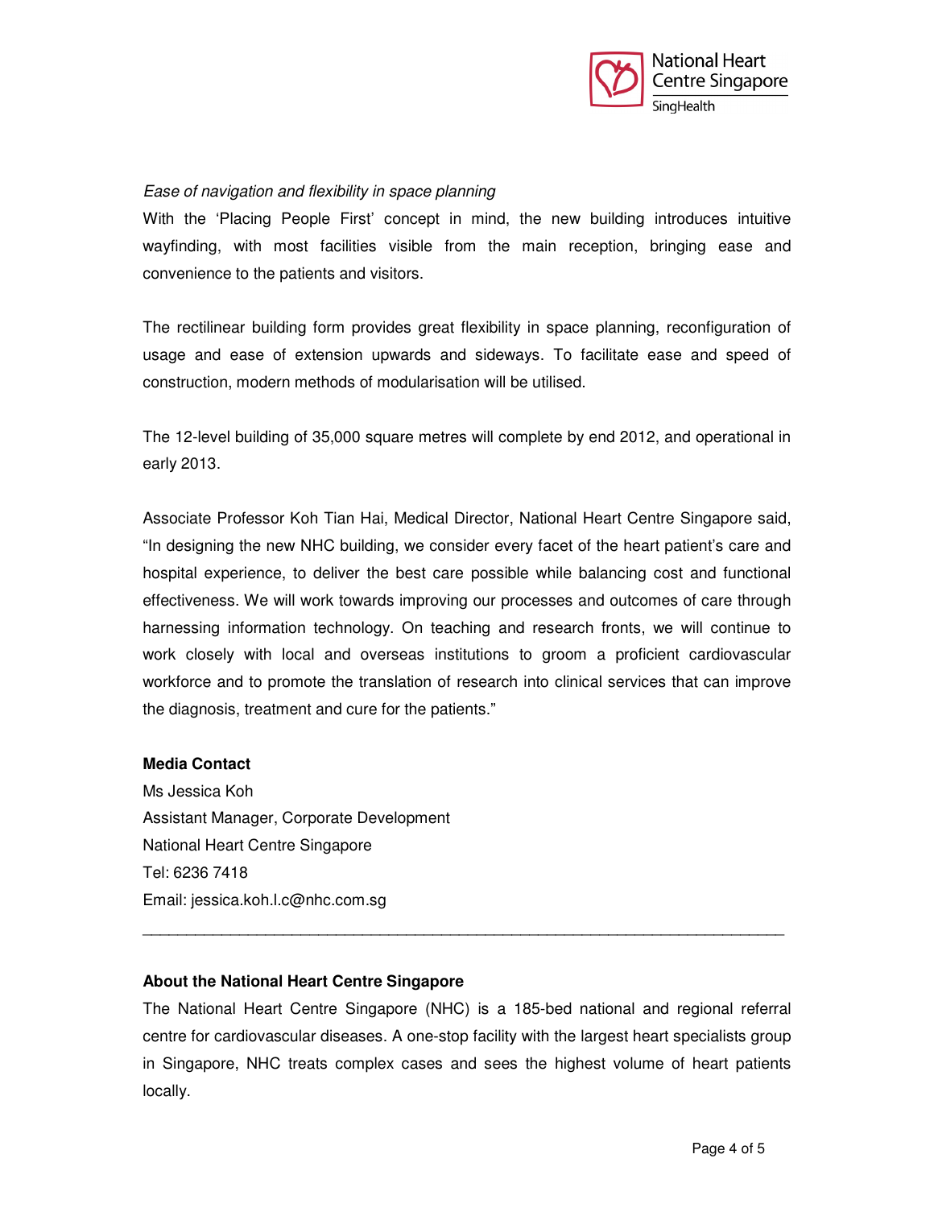*Ease of navigation and flexibility in space planning*

With the 'Placing People First' concept in mind, the new building introduces intuitive wayfinding, with most facilities visible from the main reception, bringing ease and convenience to the patients and visitors.

The rectilinear building form provides great flexibility in space planning, reconfiguration of usage and ease of extension upwards and sideways. To facilitate ease and speed of construction, modern methods of modularisation will be utilised.

The 12-level building of 35,000 square metres will complete by end 2012, and operational in early 2013.

Associate Professor Koh Tian Hai, Medical Director, National Heart Centre Singapore said, "In designing the new NHC building, we consider every facet of the heart patient's care and hospital experience, to deliver the best care possible while balancing cost and functional effectiveness. We will work towards improving our processes and outcomes of care through harnessing information technology. On teaching and research fronts, we will continue to work closely with local and overseas institutions to groom a proficient cardiovascular workforce and to promote the translation of research into clinical services that can improve the diagnosis, treatment and cure for the patients."

**Media Contact**

Ms Jessica Koh
Assistant Manager, Corporate Development
National Heart Centre Singapore
Tel: 6236 7418
Email: jessica.koh.l.c@nhc.com.sg

---

**About the National Heart Centre Singapore**

The National Heart Centre Singapore (NHC) is a 185-bed national and regional referral centre for cardiovascular diseases. A one-stop facility with the largest heart specialists group in Singapore, NHC treats complex cases and sees the highest volume of heart patients locally.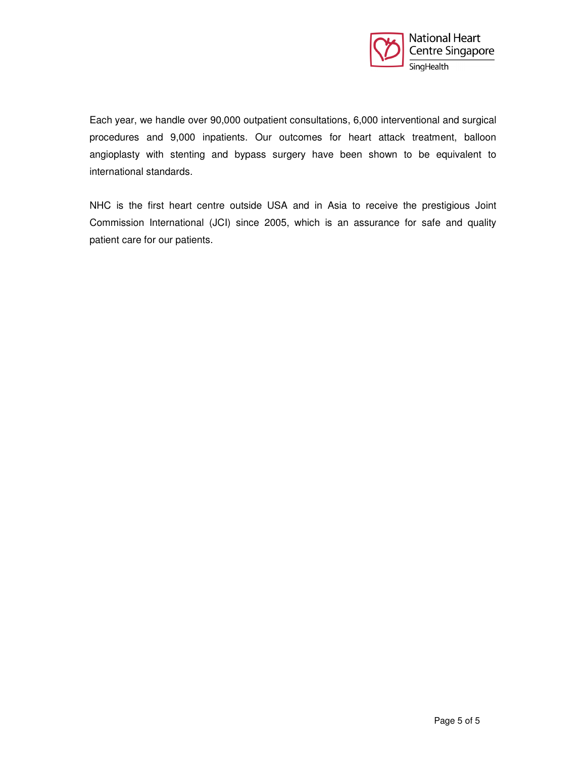Each year, we handle over 90,000 outpatient consultations, 6,000 interventional and surgical procedures and 9,000 inpatients. Our outcomes for heart attack treatment, balloon angioplasty with stenting and bypass surgery have been shown to be equivalent to international standards.

NHC is the first heart centre outside USA and in Asia to receive the prestigious Joint Commission International (JCI) since 2005, which is an assurance for safe and quality patient care for our patients.